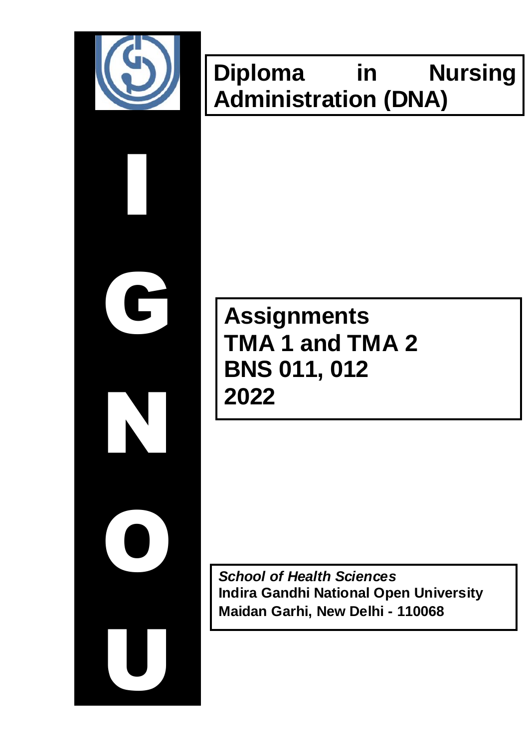IGNOU

# Diploma in Nursing Administration (DNA)

## Assignments
## TMA 1 and TMA 2
## BNS 011, 012
## 2022

***School of Health Sciences***
**Indira Gandhi National Open University**
**Maidan Garhi, New Delhi - 110068**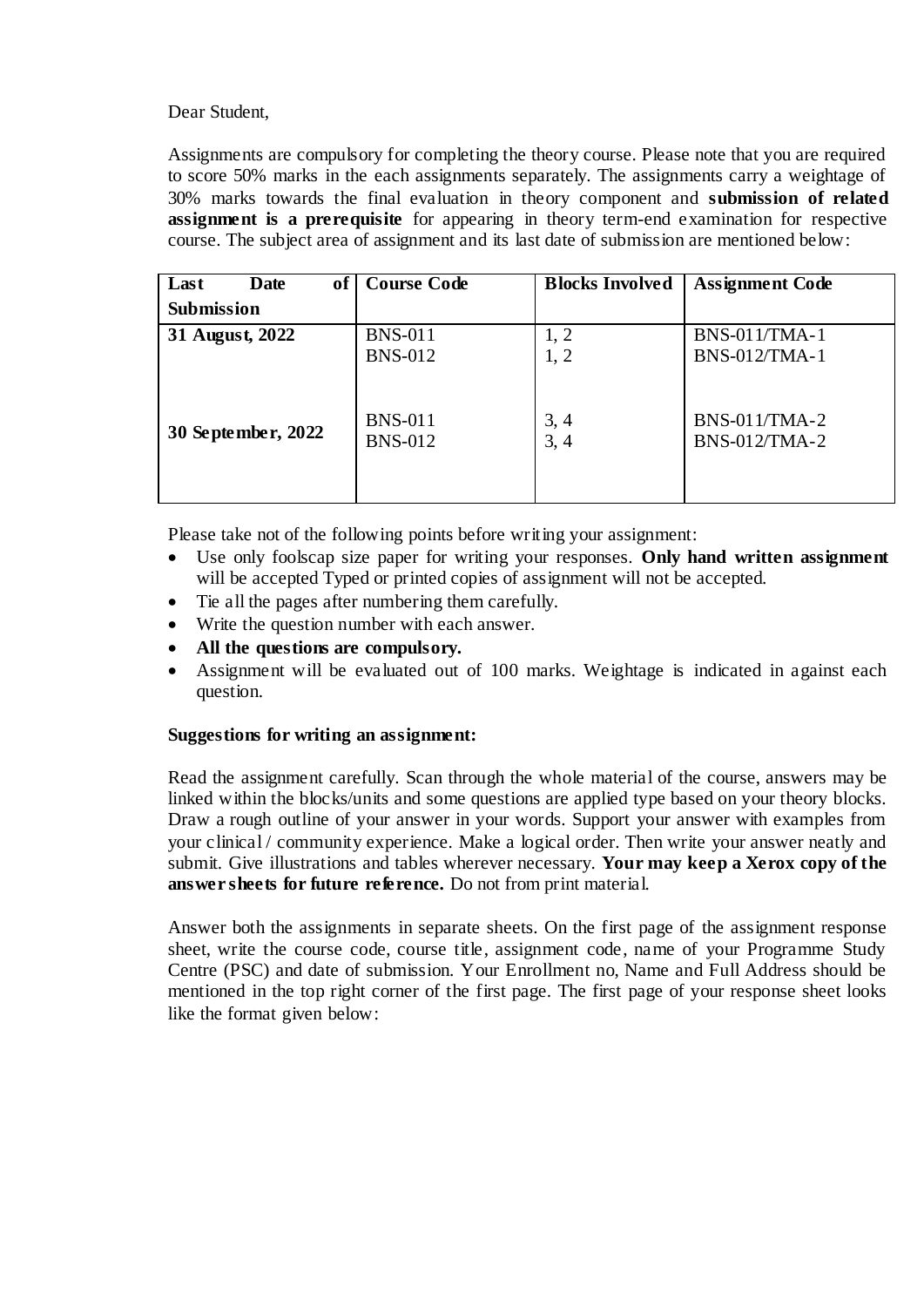Dear Student,

Assignments are compulsory for completing the theory course. Please note that you are required to score 50% marks in the each assignments separately. The assignments carry a weightage of 30% marks towards the final evaluation in theory component and **submission of related assignment is a prerequisite** for appearing in theory term-end examination for respective course. The subject area of assignment and its last date of submission are mentioned below:

| Last Date of Submission | Course Code | Blocks Involved | Assignment Code |
|---|---|---|---|
| **31 August, 2022** | BNS-011<br>BNS-012 | 1, 2<br>1, 2 | BNS-011/TMA-1<br>BNS-012/TMA-1 |
| **30 September, 2022** | BNS-011<br>BNS-012 | 3, 4<br>3, 4 | BNS-011/TMA-2<br>BNS-012/TMA-2 |

Please take not of the following points before writing your assignment:

- Use only foolscap size paper for writing your responses. **Only hand written assignment** will be accepted Typed or printed copies of assignment will not be accepted.
- Tie all the pages after numbering them carefully.
- Write the question number with each answer.
- **All the questions are compulsory.**
- Assignment will be evaluated out of 100 marks. Weightage is indicated in against each question.

**Suggestions for writing an assignment:**

Read the assignment carefully. Scan through the whole material of the course, answers may be linked within the blocks/units and some questions are applied type based on your theory blocks. Draw a rough outline of your answer in your words. Support your answer with examples from your clinical / community experience. Make a logical order. Then write your answer neatly and submit. Give illustrations and tables wherever necessary. **Your may keep a Xerox copy of the answer sheets for future reference.** Do not from print material.

Answer both the assignments in separate sheets. On the first page of the assignment response sheet, write the course code, course title, assignment code, name of your Programme Study Centre (PSC) and date of submission. Your Enrollment no, Name and Full Address should be mentioned in the top right corner of the first page. The first page of your response sheet looks like the format given below: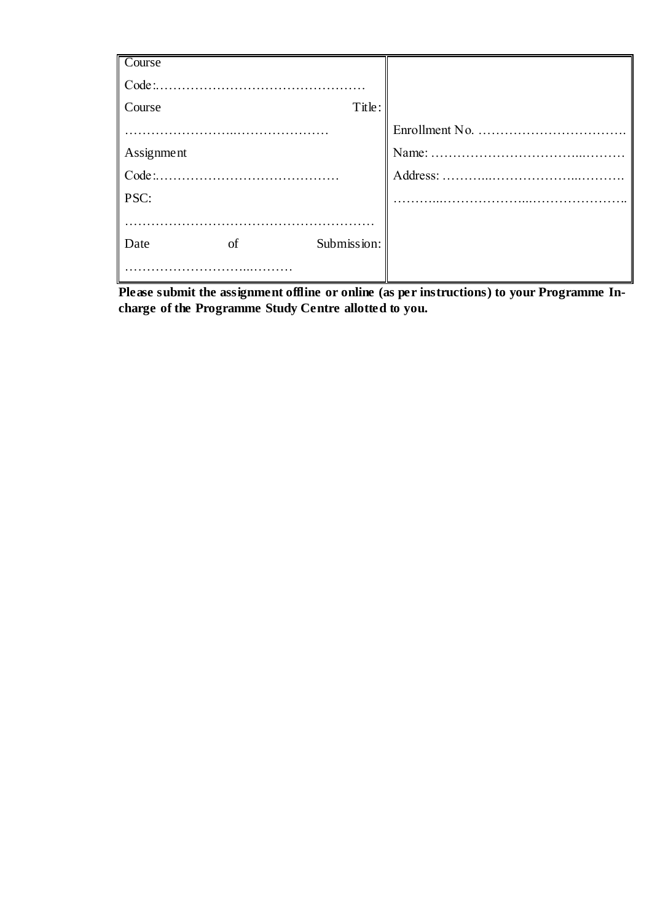| | |
|---|---|
| Course Code:………………………………………… | |
| Course Title: ……………………..………………… | Enrollment No. ……………………………. |
| Assignment Code:…………………………………… | Name: ……………………………..……… |
| PSC: ………………………………………………… | Address: ………..………………..………. |
| | ………..…………………..………………….. |
| Date of Submission: ……………………...……… | |

**Please submit the assignment offline or online (as per instructions) to your Programme In-charge of the Programme Study Centre allotted to you.**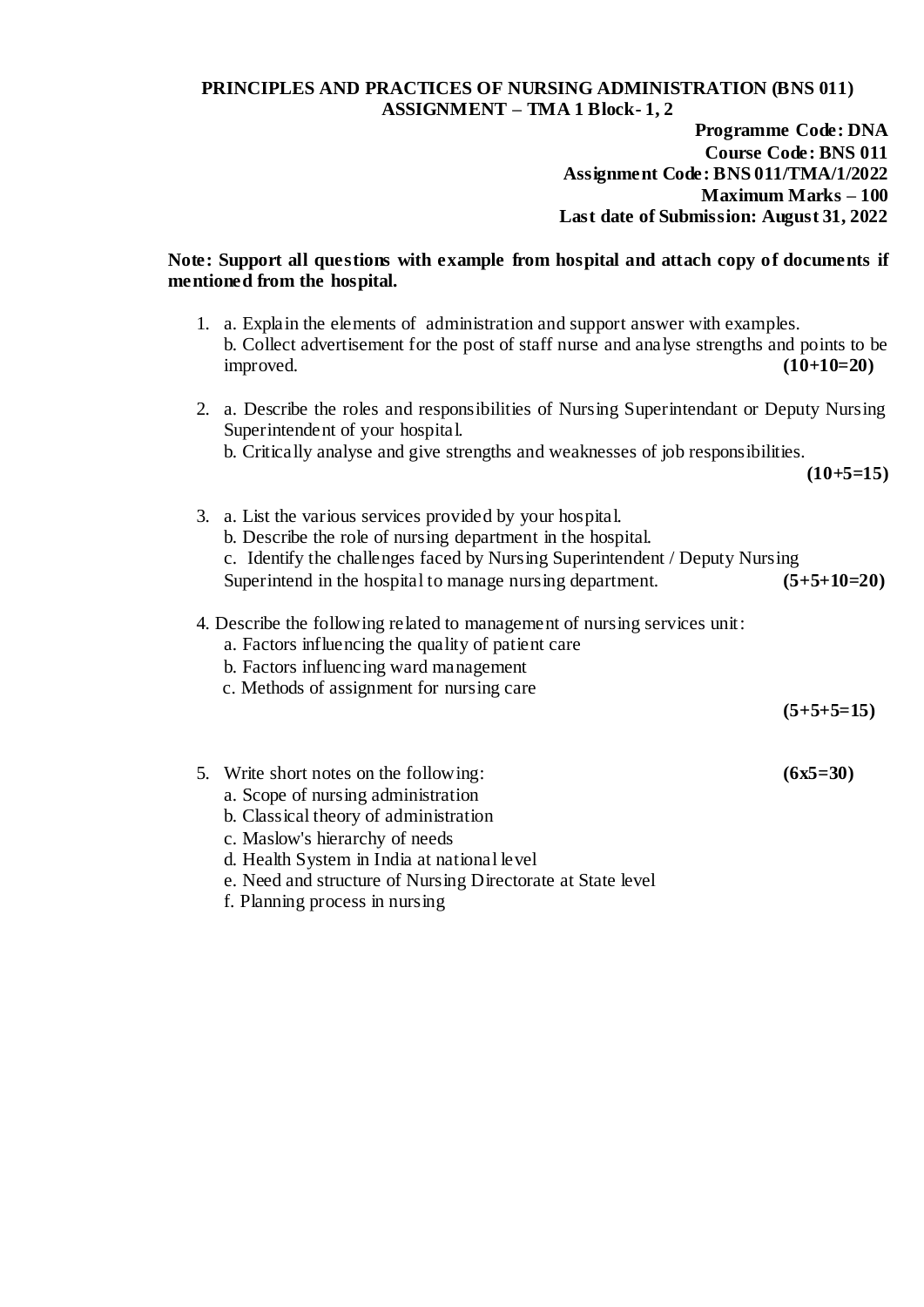**PRINCIPLES AND PRACTICES OF NURSING ADMINISTRATION (BNS 011)**
**ASSIGNMENT – TMA 1 Block- 1, 2**

**Programme Code: DNA**
**Course Code: BNS 011**
**Assignment Code: BNS 011/TMA/1/2022**
**Maximum Marks – 100**
**Last date of Submission: August 31, 2022**

**Note: Support all questions with example from hospital and attach copy of documents if mentioned from the hospital.**

1. a. Explain the elements of administration and support answer with examples.
   b. Collect advertisement for the post of staff nurse and analyse strengths and points to be improved. **(10+10=20)**

2. a. Describe the roles and responsibilities of Nursing Superintendant or Deputy Nursing Superintendent of your hospital.
   b. Critically analyse and give strengths and weaknesses of job responsibilities. **(10+5=15)**

3. a. List the various services provided by your hospital.
   b. Describe the role of nursing department in the hospital.
   c. Identify the challenges faced by Nursing Superintendent / Deputy Nursing Superintend in the hospital to manage nursing department. **(5+5+10=20)**

4. Describe the following related to management of nursing services unit:
   a. Factors influencing the quality of patient care
   b. Factors influencing ward management
   c. Methods of assignment for nursing care
   **(5+5+5=15)**

5. Write short notes on the following: **(6x5=30)**
   a. Scope of nursing administration
   b. Classical theory of administration
   c. Maslow's hierarchy of needs
   d. Health System in India at national level
   e. Need and structure of Nursing Directorate at State level
   f. Planning process in nursing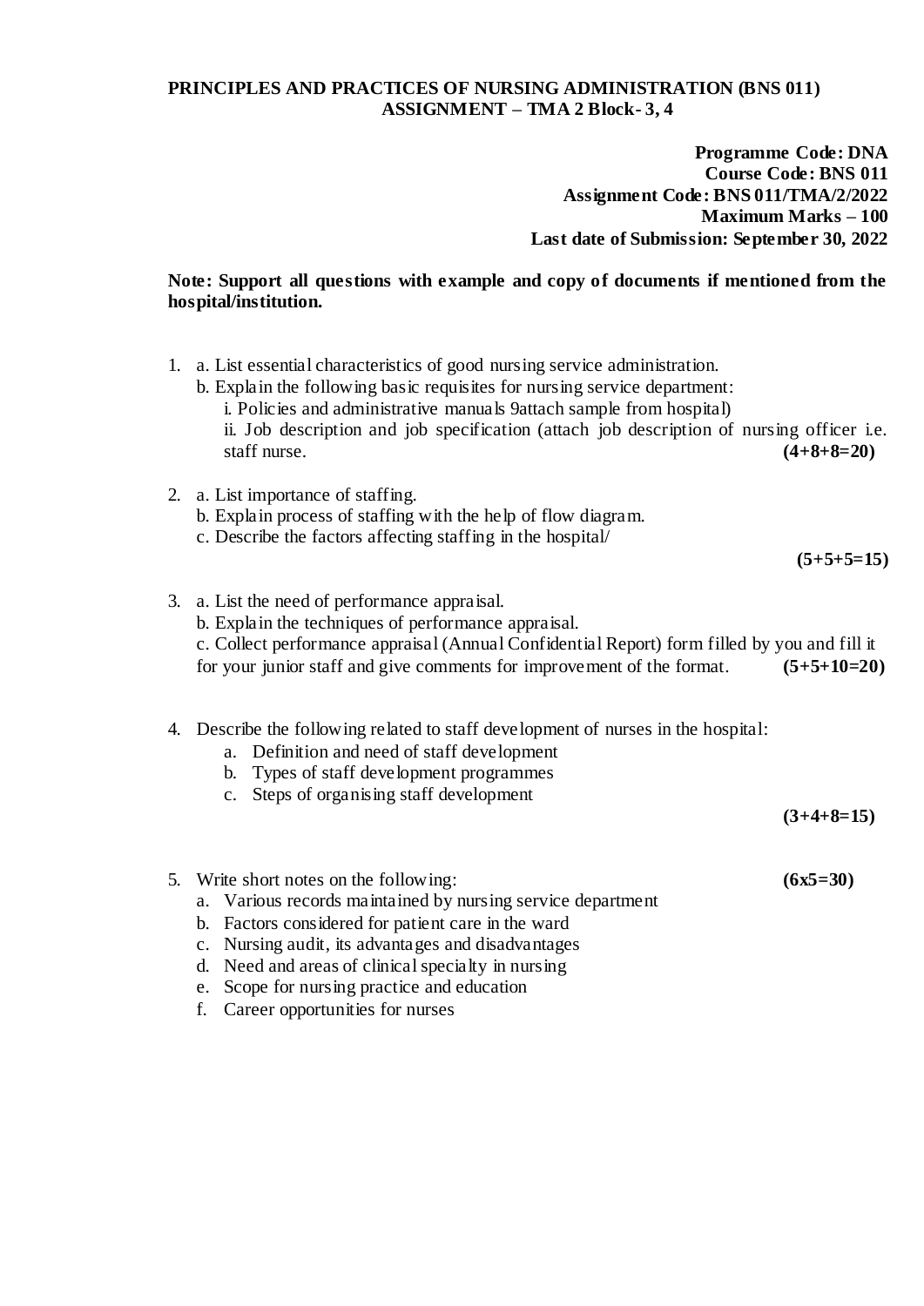**PRINCIPLES AND PRACTICES OF NURSING ADMINISTRATION (BNS 011)**
**ASSIGNMENT – TMA 2 Block- 3, 4**

**Programme Code: DNA**
**Course Code: BNS 011**
**Assignment Code: BNS 011/TMA/2/2022**
**Maximum Marks – 100**
**Last date of Submission: September 30, 2022**

**Note: Support all questions with example and copy of documents if mentioned from the hospital/institution.**

1. a. List essential characteristics of good nursing service administration.
   b. Explain the following basic requisites for nursing service department:
      i. Policies and administrative manuals 9attach sample from hospital)
      ii. Job description and job specification (attach job description of nursing officer i.e. staff nurse. **(4+8+8=20)**

2. a. List importance of staffing.
   b. Explain process of staffing with the help of flow diagram.
   c. Describe the factors affecting staffing in the hospital/ **(5+5+5=15)**

3. a. List the need of performance appraisal.
   b. Explain the techniques of performance appraisal.
   c. Collect performance appraisal (Annual Confidential Report) form filled by you and fill it for your junior staff and give comments for improvement of the format. **(5+5+10=20)**

4. Describe the following related to staff development of nurses in the hospital:
   a. Definition and need of staff development
   b. Types of staff development programmes
   c. Steps of organising staff development

   **(3+4+8=15)**

5. Write short notes on the following: **(6x5=30)**
   a. Various records maintained by nursing service department
   b. Factors considered for patient care in the ward
   c. Nursing audit, its advantages and disadvantages
   d. Need and areas of clinical specialty in nursing
   e. Scope for nursing practice and education
   f. Career opportunities for nurses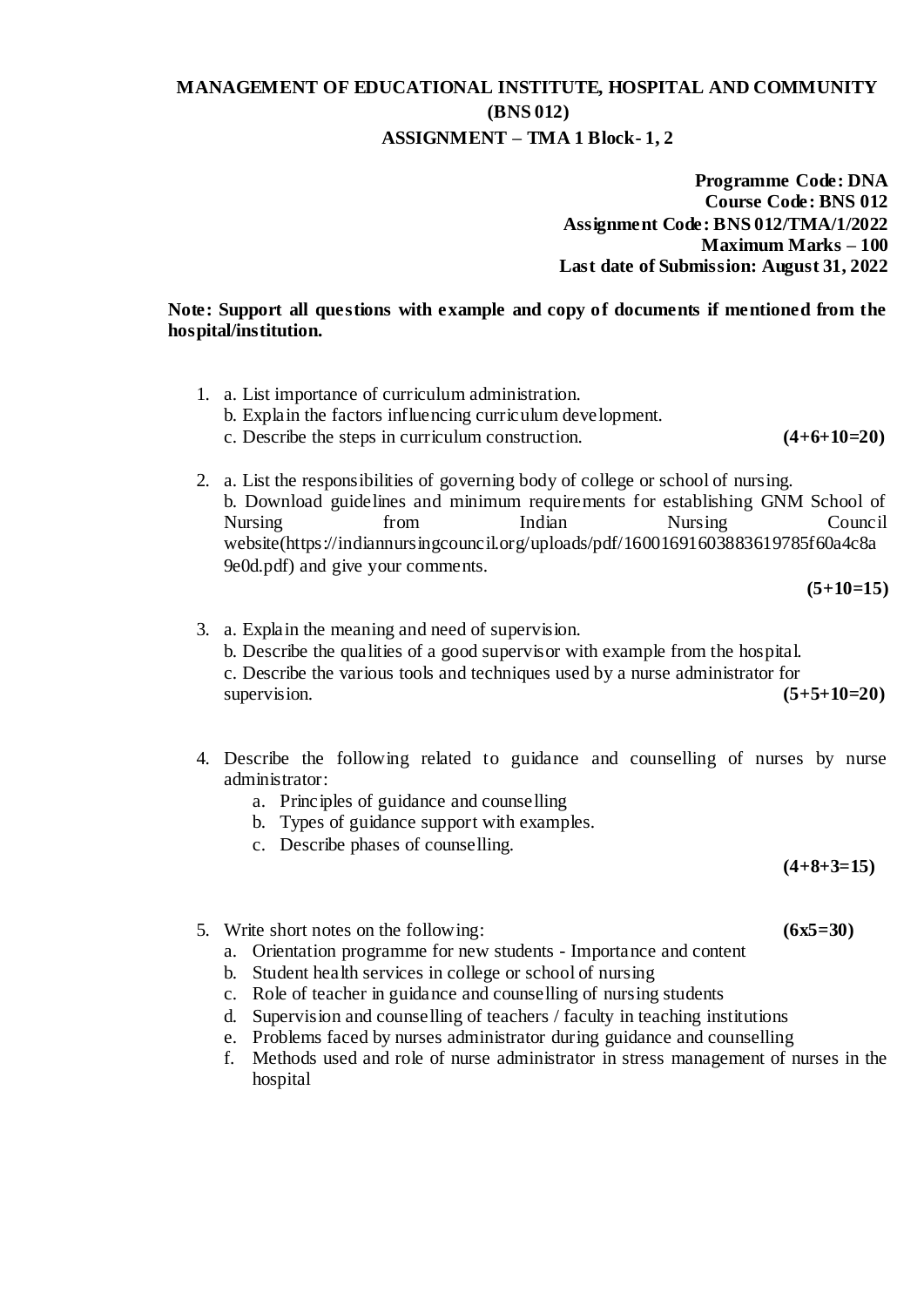# MANAGEMENT OF EDUCATIONAL INSTITUTE, HOSPITAL AND COMMUNITY (BNS 012)

## ASSIGNMENT – TMA 1 Block- 1, 2

**Programme Code: DNA**
**Course Code: BNS 012**
**Assignment Code: BNS 012/TMA/1/2022**
**Maximum Marks – 100**
**Last date of Submission: August 31, 2022**

**Note: Support all questions with example and copy of documents if mentioned from the hospital/institution.**

1. a. List importance of curriculum administration.
   b. Explain the factors influencing curriculum development.
   c. Describe the steps in curriculum construction. **(4+6+10=20)**

2. a. List the responsibilities of governing body of college or school of nursing.
   b. Download guidelines and minimum requirements for establishing GNM School of Nursing from Indian Nursing Council website(https://indiannursingcouncil.org/uploads/pdf/16001691603883619785f60a4c8a9e0d.pdf) and give your comments.
   **(5+10=15)**

3. a. Explain the meaning and need of supervision.
   b. Describe the qualities of a good supervisor with example from the hospital.
   c. Describe the various tools and techniques used by a nurse administrator for supervision. **(5+5+10=20)**

4. Describe the following related to guidance and counselling of nurses by nurse administrator:
   a. Principles of guidance and counselling
   b. Types of guidance support with examples.
   c. Describe phases of counselling.

   **(4+8+3=15)**

5. Write short notes on the following: **(6x5=30)**
   a. Orientation programme for new students - Importance and content
   b. Student health services in college or school of nursing
   c. Role of teacher in guidance and counselling of nursing students
   d. Supervision and counselling of teachers / faculty in teaching institutions
   e. Problems faced by nurses administrator during guidance and counselling
   f. Methods used and role of nurse administrator in stress management of nurses in the hospital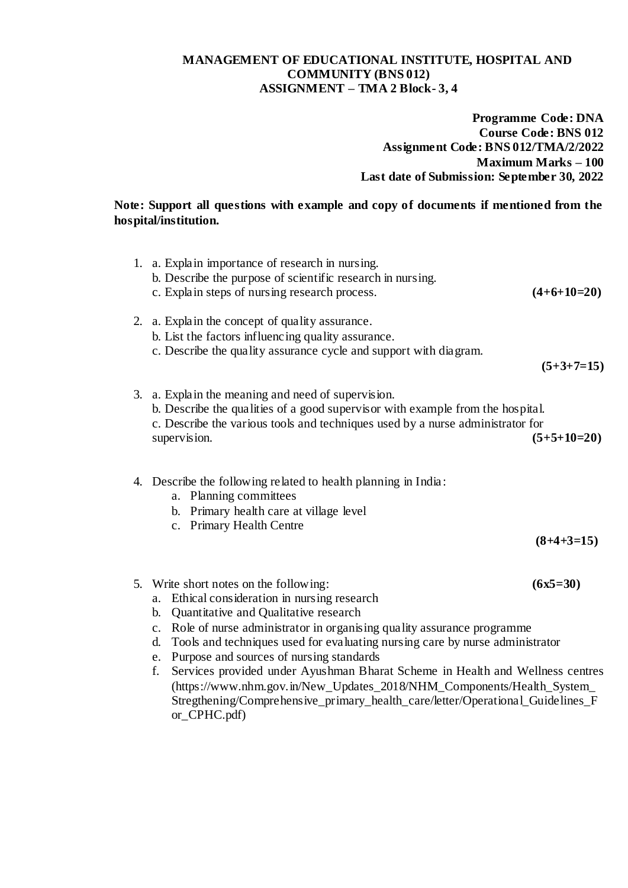# MANAGEMENT OF EDUCATIONAL INSTITUTE, HOSPITAL AND COMMUNITY (BNS 012)

## ASSIGNMENT – TMA 2 Block- 3, 4

**Programme Code: DNA**
**Course Code: BNS 012**
**Assignment Code: BNS 012/TMA/2/2022**
**Maximum Marks – 100**
**Last date of Submission: September 30, 2022**

**Note: Support all questions with example and copy of documents if mentioned from the hospital/institution.**

1. a. Explain importance of research in nursing.
   b. Describe the purpose of scientific research in nursing.
   c. Explain steps of nursing research process. **(4+6+10=20)**

2. a. Explain the concept of quality assurance.
   b. List the factors influencing quality assurance.
   c. Describe the quality assurance cycle and support with diagram.
   **(5+3+7=15)**

3. a. Explain the meaning and need of supervision.
   b. Describe the qualities of a good supervisor with example from the hospital.
   c. Describe the various tools and techniques used by a nurse administrator for supervision. **(5+5+10=20)**

4. Describe the following related to health planning in India:
   a. Planning committees
   b. Primary health care at village level
   c. Primary Health Centre
   **(8+4+3=15)**

5. Write short notes on the following: **(6x5=30)**
   a. Ethical consideration in nursing research
   b. Quantitative and Qualitative research
   c. Role of nurse administrator in organising quality assurance programme
   d. Tools and techniques used for evaluating nursing care by nurse administrator
   e. Purpose and sources of nursing standards
   f. Services provided under Ayushman Bharat Scheme in Health and Wellness centres (https://www.nhm.gov.in/New_Updates_2018/NHM_Components/Health_System_Stregthening/Comprehensive_primary_health_care/letter/Operational_Guidelines_For_CPHC.pdf)